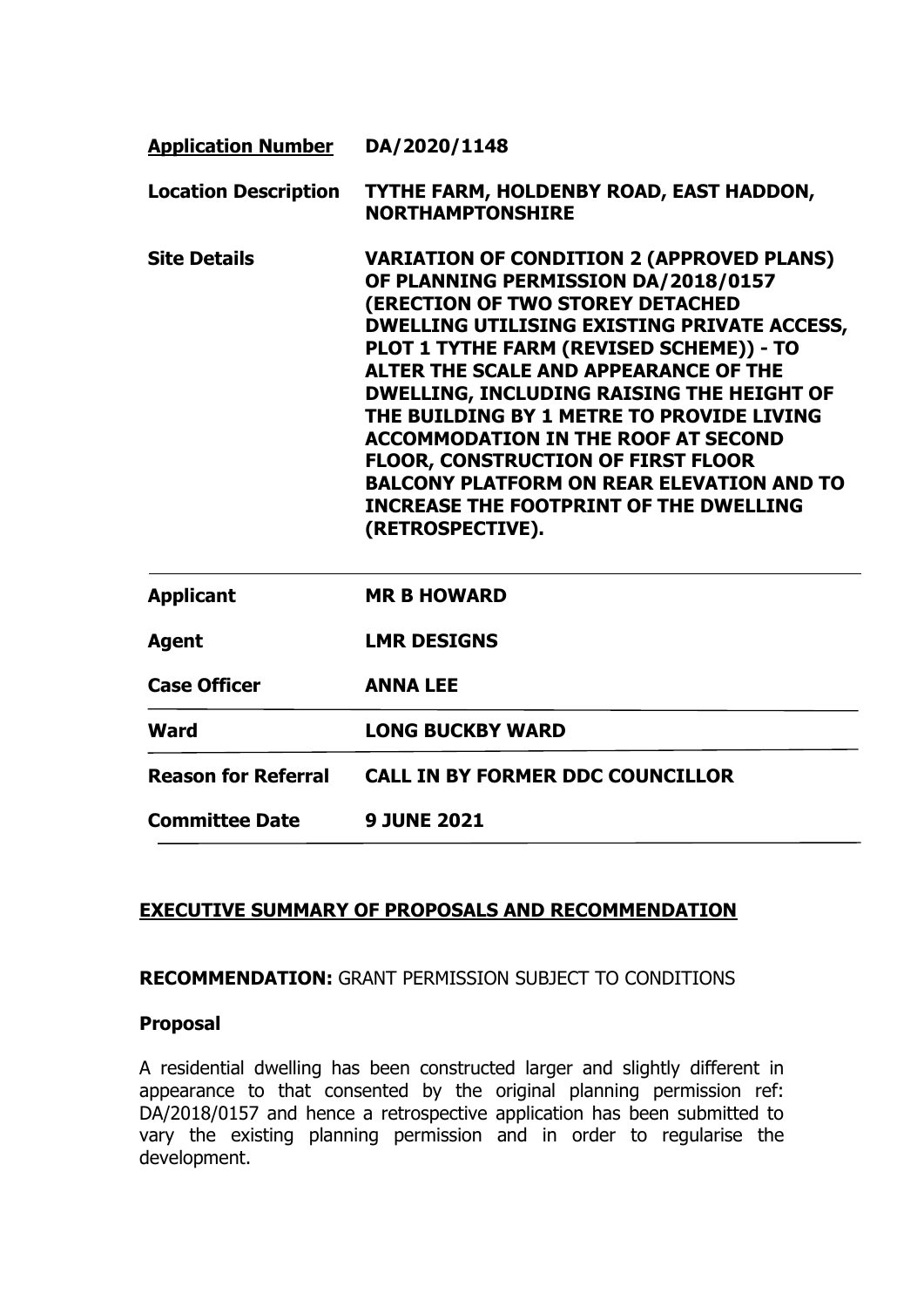| | |
|---|---|
| **Application Number** | **DA/2020/1148** |
| **Location Description** | **TYTHE FARM, HOLDENBY ROAD, EAST HADDON, NORTHAMPTONSHIRE** |
| **Site Details** | **VARIATION OF CONDITION 2 (APPROVED PLANS) OF PLANNING PERMISSION DA/2018/0157 (ERECTION OF TWO STOREY DETACHED DWELLING UTILISING EXISTING PRIVATE ACCESS, PLOT 1 TYTHE FARM (REVISED SCHEME)) - TO ALTER THE SCALE AND APPEARANCE OF THE DWELLING, INCLUDING RAISING THE HEIGHT OF THE BUILDING BY 1 METRE TO PROVIDE LIVING ACCOMMODATION IN THE ROOF AT SECOND FLOOR, CONSTRUCTION OF FIRST FLOOR BALCONY PLATFORM ON REAR ELEVATION AND TO INCREASE THE FOOTPRINT OF THE DWELLING (RETROSPECTIVE).** |
| **Applicant** | **MR B HOWARD** |
| **Agent** | **LMR DESIGNS** |
| **Case Officer** | **ANNA LEE** |
| **Ward** | **LONG BUCKBY WARD** |
| **Reason for Referral** | **CALL IN BY FORMER DDC COUNCILLOR** |
| **Committee Date** | **9 JUNE 2021** |

## EXECUTIVE SUMMARY OF PROPOSALS AND RECOMMENDATION

**RECOMMENDATION:** GRANT PERMISSION SUBJECT TO CONDITIONS

### Proposal

A residential dwelling has been constructed larger and slightly different in appearance to that consented by the original planning permission ref: DA/2018/0157 and hence a retrospective application has been submitted to vary the existing planning permission and in order to regularise the development.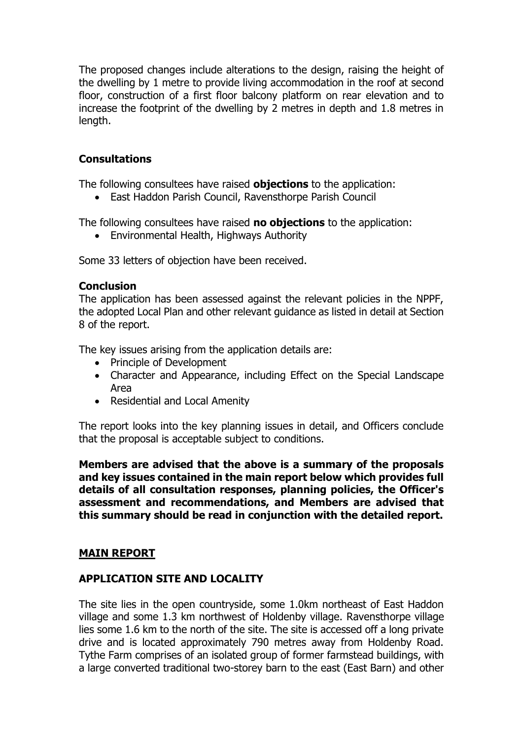The proposed changes include alterations to the design, raising the height of the dwelling by 1 metre to provide living accommodation in the roof at second floor, construction of a first floor balcony platform on rear elevation and to increase the footprint of the dwelling by 2 metres in depth and 1.8 metres in length.

### Consultations

The following consultees have raised **objections** to the application:

- East Haddon Parish Council, Ravensthorpe Parish Council

The following consultees have raised **no objections** to the application:

- Environmental Health, Highways Authority

Some 33 letters of objection have been received.

### Conclusion

The application has been assessed against the relevant policies in the NPPF, the adopted Local Plan and other relevant guidance as listed in detail at Section 8 of the report.

The key issues arising from the application details are:

- Principle of Development
- Character and Appearance, including Effect on the Special Landscape Area
- Residential and Local Amenity

The report looks into the key planning issues in detail, and Officers conclude that the proposal is acceptable subject to conditions.

**Members are advised that the above is a summary of the proposals and key issues contained in the main report below which provides full details of all consultation responses, planning policies, the Officer's assessment and recommendations, and Members are advised that this summary should be read in conjunction with the detailed report.**

## MAIN REPORT

### APPLICATION SITE AND LOCALITY

The site lies in the open countryside, some 1.0km northeast of East Haddon village and some 1.3 km northwest of Holdenby village. Ravensthorpe village lies some 1.6 km to the north of the site. The site is accessed off a long private drive and is located approximately 790 metres away from Holdenby Road. Tythe Farm comprises of an isolated group of former farmstead buildings, with a large converted traditional two-storey barn to the east (East Barn) and other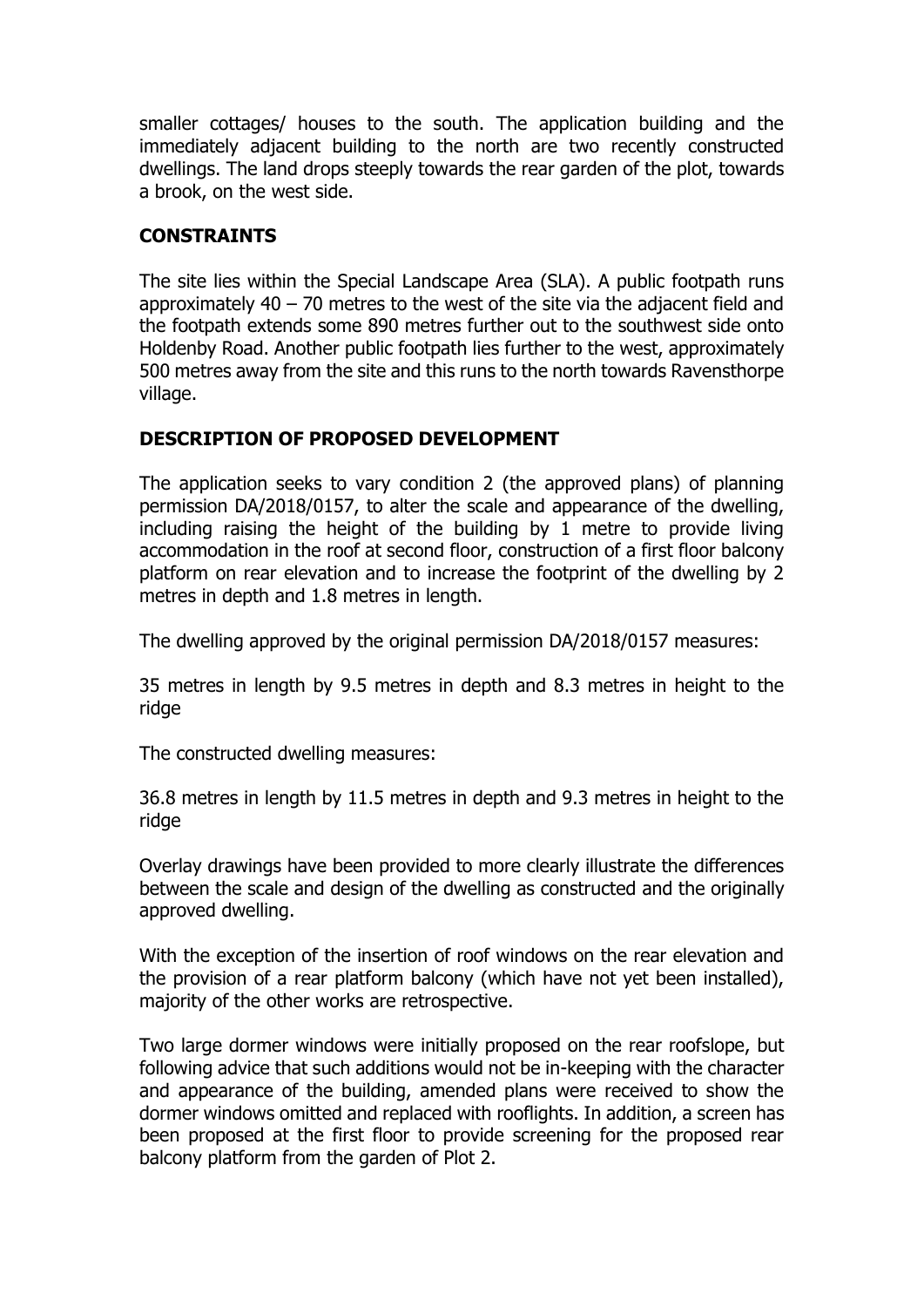smaller cottages/ houses to the south. The application building and the immediately adjacent building to the north are two recently constructed dwellings. The land drops steeply towards the rear garden of the plot, towards a brook, on the west side.

## CONSTRAINTS

The site lies within the Special Landscape Area (SLA). A public footpath runs approximately 40 – 70 metres to the west of the site via the adjacent field and the footpath extends some 890 metres further out to the southwest side onto Holdenby Road. Another public footpath lies further to the west, approximately 500 metres away from the site and this runs to the north towards Ravensthorpe village.

## DESCRIPTION OF PROPOSED DEVELOPMENT

The application seeks to vary condition 2 (the approved plans) of planning permission DA/2018/0157, to alter the scale and appearance of the dwelling, including raising the height of the building by 1 metre to provide living accommodation in the roof at second floor, construction of a first floor balcony platform on rear elevation and to increase the footprint of the dwelling by 2 metres in depth and 1.8 metres in length.

The dwelling approved by the original permission DA/2018/0157 measures:

35 metres in length by 9.5 metres in depth and 8.3 metres in height to the ridge

The constructed dwelling measures:

36.8 metres in length by 11.5 metres in depth and 9.3 metres in height to the ridge

Overlay drawings have been provided to more clearly illustrate the differences between the scale and design of the dwelling as constructed and the originally approved dwelling.

With the exception of the insertion of roof windows on the rear elevation and the provision of a rear platform balcony (which have not yet been installed), majority of the other works are retrospective.

Two large dormer windows were initially proposed on the rear roofslope, but following advice that such additions would not be in-keeping with the character and appearance of the building, amended plans were received to show the dormer windows omitted and replaced with rooflights. In addition, a screen has been proposed at the first floor to provide screening for the proposed rear balcony platform from the garden of Plot 2.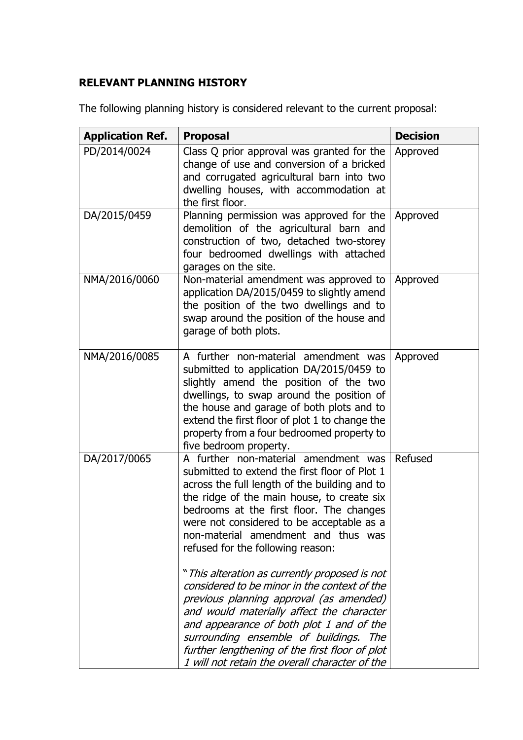**RELEVANT PLANNING HISTORY**

The following planning history is considered relevant to the current proposal:

| Application Ref. | Proposal | Decision |
|---|---|---|
| PD/2014/0024 | Class Q prior approval was granted for the change of use and conversion of a bricked and corrugated agricultural barn into two dwelling houses, with accommodation at the first floor. | Approved |
| DA/2015/0459 | Planning permission was approved for the demolition of the agricultural barn and construction of two, detached two-storey four bedroomed dwellings with attached garages on the site. | Approved |
| NMA/2016/0060 | Non-material amendment was approved to application DA/2015/0459 to slightly amend the position of the two dwellings and to swap around the position of the house and garage of both plots. | Approved |
| NMA/2016/0085 | A further non-material amendment was submitted to application DA/2015/0459 to slightly amend the position of the two dwellings, to swap around the position of the house and garage of both plots and to extend the first floor of plot 1 to change the property from a four bedroomed property to five bedroom property. | Approved |
| DA/2017/0065 | A further non-material amendment was submitted to extend the first floor of Plot 1 across the full length of the building and to the ridge of the main house, to create six bedrooms at the first floor. The changes were not considered to be acceptable as a non-material amendment and thus was refused for the following reason:<br><br>"*This alteration as currently proposed is not considered to be minor in the context of the previous planning approval (as amended) and would materially affect the character and appearance of both plot 1 and of the surrounding ensemble of buildings. The further lengthening of the first floor of plot 1 will not retain the overall character of the* | Refused |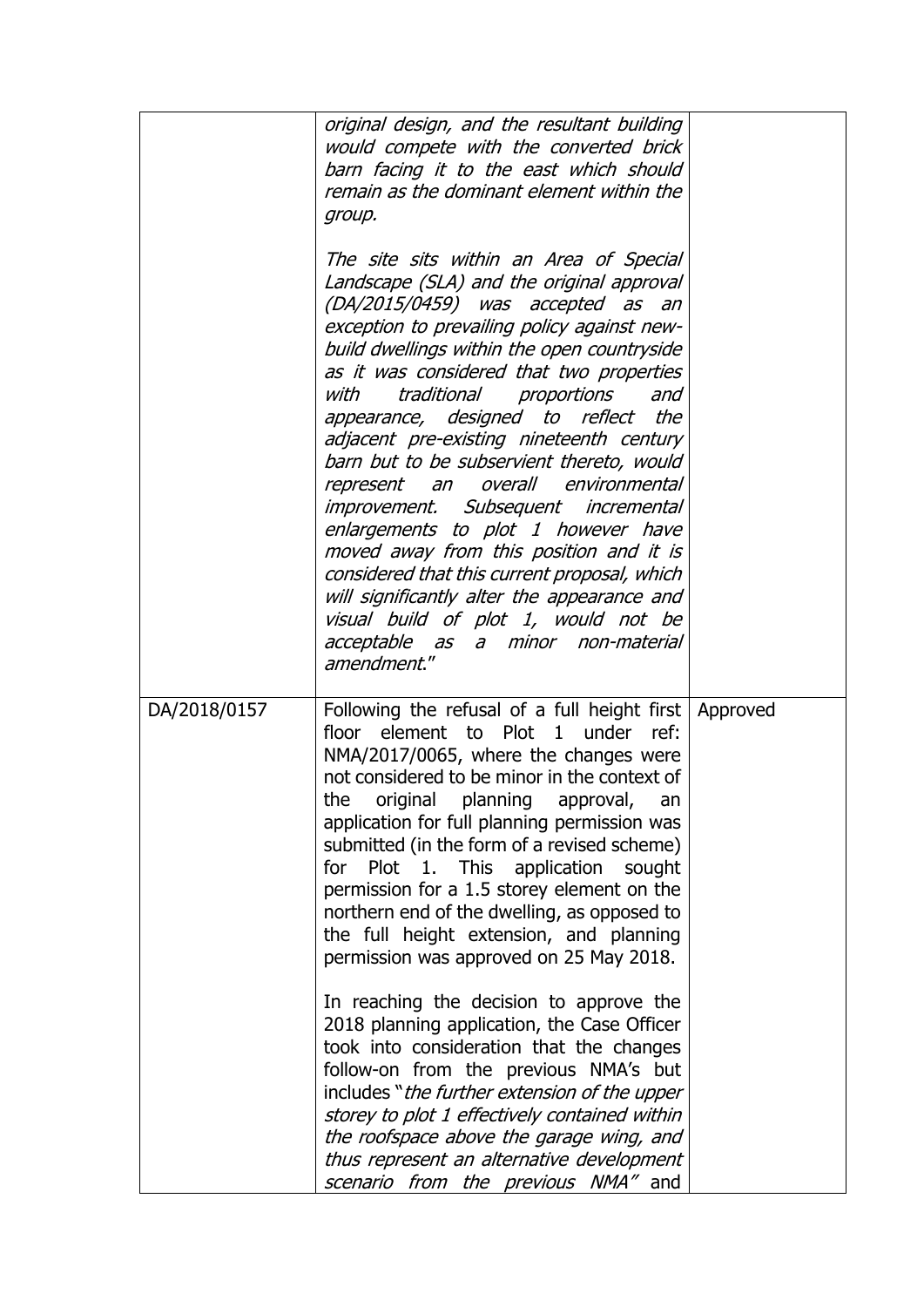| | | |
|---|---|---|
| | *original design, and the resultant building would compete with the converted brick barn facing it to the east which should remain as the dominant element within the group.*<br><br>*The site sits within an Area of Special Landscape (SLA) and the original approval (DA/2015/0459) was accepted as an exception to prevailing policy against new-build dwellings within the open countryside as it was considered that two properties with traditional proportions and appearance, designed to reflect the adjacent pre-existing nineteenth century barn but to be subservient thereto, would represent an overall environmental improvement. Subsequent incremental enlargements to plot 1 however have moved away from this position and it is considered that this current proposal, which will significantly alter the appearance and visual build of plot 1, would not be acceptable as a minor non-material amendment.*" | |
| DA/2018/0157 | Following the refusal of a full height first floor element to Plot 1 under ref: NMA/2017/0065, where the changes were not considered to be minor in the context of the original planning approval, an application for full planning permission was submitted (in the form of a revised scheme) for Plot 1. This application sought permission for a 1.5 storey element on the northern end of the dwelling, as opposed to the full height extension, and planning permission was approved on 25 May 2018.<br><br>In reaching the decision to approve the 2018 planning application, the Case Officer took into consideration that the changes follow-on from the previous NMA's but includes "*the further extension of the upper storey to plot 1 effectively contained within the roofspace above the garage wing, and thus represent an alternative development scenario from the previous NMA*" and | Approved |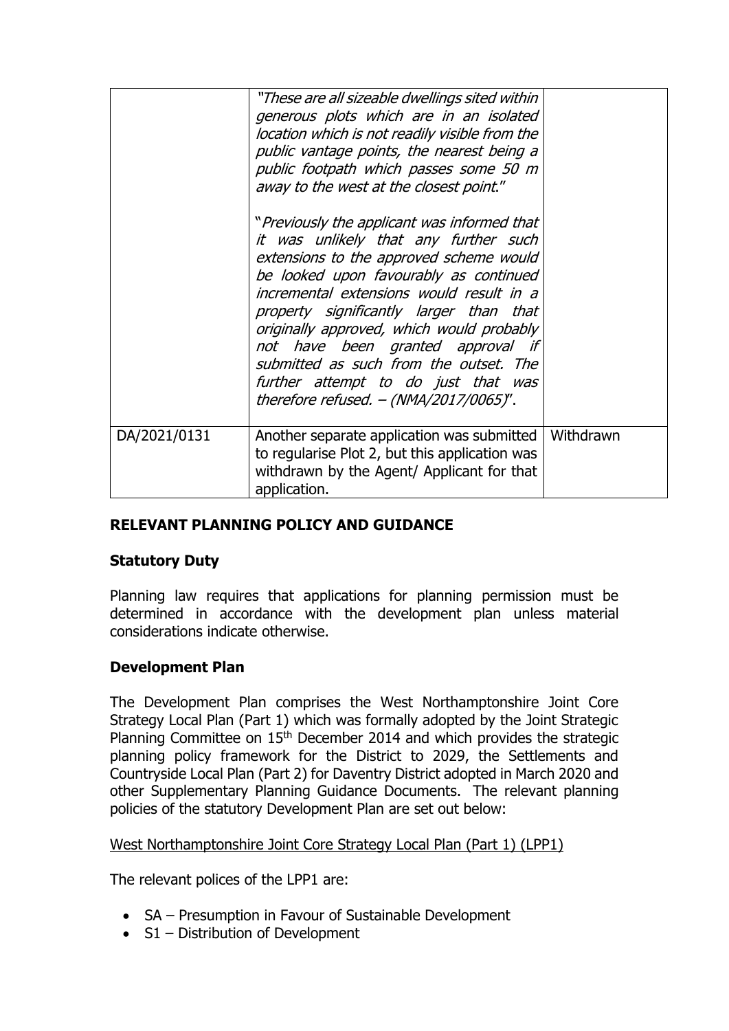| | | |
|---|---|---|
| | *"These are all sizeable dwellings sited within generous plots which are in an isolated location which is not readily visible from the public vantage points, the nearest being a public footpath which passes some 50 m away to the west at the closest point."*<br><br>*"Previously the applicant was informed that it was unlikely that any further such extensions to the approved scheme would be looked upon favourably as continued incremental extensions would result in a property significantly larger than that originally approved, which would probably not have been granted approval if submitted as such from the outset. The further attempt to do just that was therefore refused. – (NMA/2017/0065)"*. | |
| DA/2021/0131 | Another separate application was submitted to regularise Plot 2, but this application was withdrawn by the Agent/ Applicant for that application. | Withdrawn |

## RELEVANT PLANNING POLICY AND GUIDANCE

### Statutory Duty

Planning law requires that applications for planning permission must be determined in accordance with the development plan unless material considerations indicate otherwise.

### Development Plan

The Development Plan comprises the West Northamptonshire Joint Core Strategy Local Plan (Part 1) which was formally adopted by the Joint Strategic Planning Committee on 15th December 2014 and which provides the strategic planning policy framework for the District to 2029, the Settlements and Countryside Local Plan (Part 2) for Daventry District adopted in March 2020 and other Supplementary Planning Guidance Documents. The relevant planning policies of the statutory Development Plan are set out below:

West Northamptonshire Joint Core Strategy Local Plan (Part 1) (LPP1)

The relevant polices of the LPP1 are:

- SA – Presumption in Favour of Sustainable Development
- S1 – Distribution of Development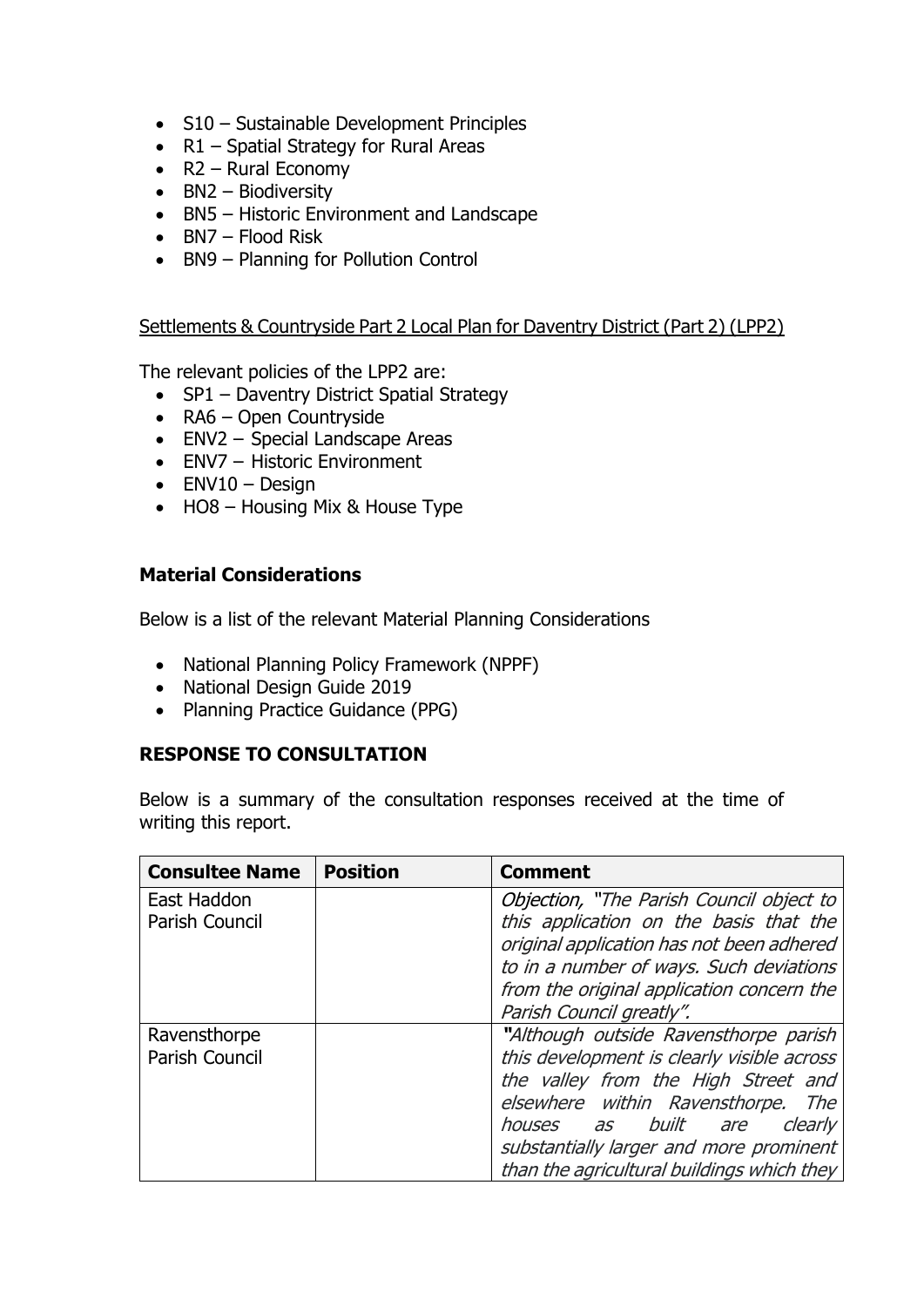- S10 – Sustainable Development Principles
- R1 – Spatial Strategy for Rural Areas
- R2 – Rural Economy
- BN2 – Biodiversity
- BN5 – Historic Environment and Landscape
- BN7 – Flood Risk
- BN9 – Planning for Pollution Control

Settlements & Countryside Part 2 Local Plan for Daventry District (Part 2) (LPP2)

The relevant policies of the LPP2 are:

- SP1 – Daventry District Spatial Strategy
- RA6 – Open Countryside
- ENV2 – Special Landscape Areas
- ENV7 – Historic Environment
- ENV10 – Design
- HO8 – Housing Mix & House Type

**Material Considerations**

Below is a list of the relevant Material Planning Considerations

- National Planning Policy Framework (NPPF)
- National Design Guide 2019
- Planning Practice Guidance (PPG)

**RESPONSE TO CONSULTATION**

Below is a summary of the consultation responses received at the time of writing this report.

| Consultee Name | Position | Comment |
| --- | --- | --- |
| East Haddon Parish Council | | *Objection, "The Parish Council object to this application on the basis that the original application has not been adhered to in a number of ways. Such deviations from the original application concern the Parish Council greatly".* |
| Ravensthorpe Parish Council | | *"Although outside Ravensthorpe parish this development is clearly visible across the valley from the High Street and elsewhere within Ravensthorpe. The houses as built are clearly substantially larger and more prominent than the agricultural buildings which they* |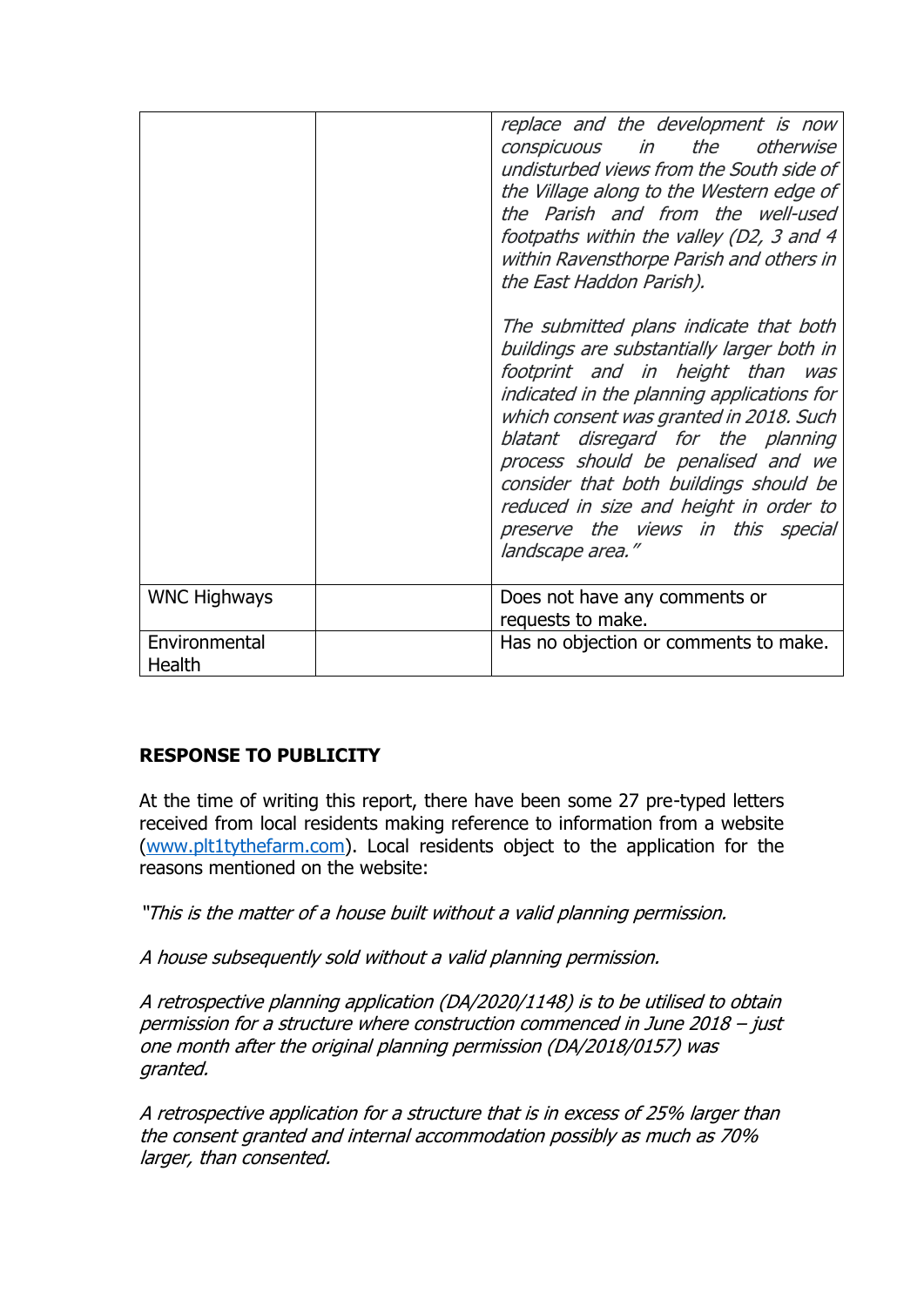| | | |
|---|---|---|
| | | *replace and the development is now conspicuous in the otherwise undisturbed views from the South side of the Village along to the Western edge of the Parish and from the well-used footpaths within the valley (D2, 3 and 4 within Ravensthorpe Parish and others in the East Haddon Parish).*<br><br>*The submitted plans indicate that both buildings are substantially larger both in footprint and in height than was indicated in the planning applications for which consent was granted in 2018. Such blatant disregard for the planning process should be penalised and we consider that both buildings should be reduced in size and height in order to preserve the views in this special landscape area."* |
| WNC Highways | | Does not have any comments or requests to make. |
| Environmental Health | | Has no objection or comments to make. |

**RESPONSE TO PUBLICITY**

At the time of writing this report, there have been some 27 pre-typed letters received from local residents making reference to information from a website (www.plt1tythefarm.com). Local residents object to the application for the reasons mentioned on the website:

*"This is the matter of a house built without a valid planning permission.*

*A house subsequently sold without a valid planning permission.*

*A retrospective planning application (DA/2020/1148) is to be utilised to obtain permission for a structure where construction commenced in June 2018 – just one month after the original planning permission (DA/2018/0157) was granted.*

*A retrospective application for a structure that is in excess of 25% larger than the consent granted and internal accommodation possibly as much as 70% larger, than consented.*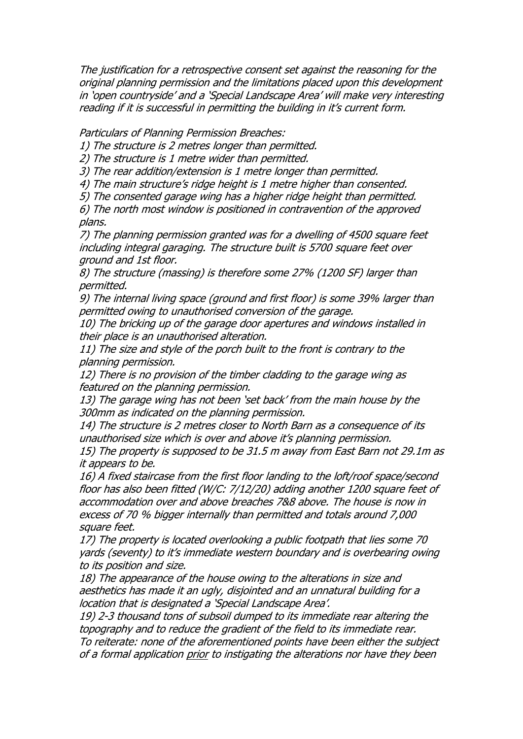*The justification for a retrospective consent set against the reasoning for the original planning permission and the limitations placed upon this development in 'open countryside' and a 'Special Landscape Area' will make very interesting reading if it is successful in permitting the building in it's current form.*

*Particulars of Planning Permission Breaches:*

*1) The structure is 2 metres longer than permitted.*

*2) The structure is 1 metre wider than permitted.*

*3) The rear addition/extension is 1 metre longer than permitted.*

*4) The main structure's ridge height is 1 metre higher than consented.*

*5) The consented garage wing has a higher ridge height than permitted.*

*6) The north most window is positioned in contravention of the approved plans.*

*7) The planning permission granted was for a dwelling of 4500 square feet including integral garaging. The structure built is 5700 square feet over ground and 1st floor.*

*8) The structure (massing) is therefore some 27% (1200 SF) larger than permitted.*

*9) The internal living space (ground and first floor) is some 39% larger than permitted owing to unauthorised conversion of the garage.*

*10) The bricking up of the garage door apertures and windows installed in their place is an unauthorised alteration.*

*11) The size and style of the porch built to the front is contrary to the planning permission.*

*12) There is no provision of the timber cladding to the garage wing as featured on the planning permission.*

*13) The garage wing has not been 'set back' from the main house by the 300mm as indicated on the planning permission.*

*14) The structure is 2 metres closer to North Barn as a consequence of its unauthorised size which is over and above it's planning permission.*

*15) The property is supposed to be 31.5 m away from East Barn not 29.1m as it appears to be.*

*16) A fixed staircase from the first floor landing to the loft/roof space/second floor has also been fitted (W/C: 7/12/20) adding another 1200 square feet of accommodation over and above breaches 7&8 above. The house is now in excess of 70 % bigger internally than permitted and totals around 7,000 square feet.*

*17) The property is located overlooking a public footpath that lies some 70 yards (seventy) to it's immediate western boundary and is overbearing owing to its position and size.*

*18) The appearance of the house owing to the alterations in size and aesthetics has made it an ugly, disjointed and an unnatural building for a location that is designated a 'Special Landscape Area'.*

*19) 2-3 thousand tons of subsoil dumped to its immediate rear altering the topography and to reduce the gradient of the field to its immediate rear.*

*To reiterate: none of the aforementioned points have been either the subject of a formal application <u>prior</u> to instigating the alterations nor have they been*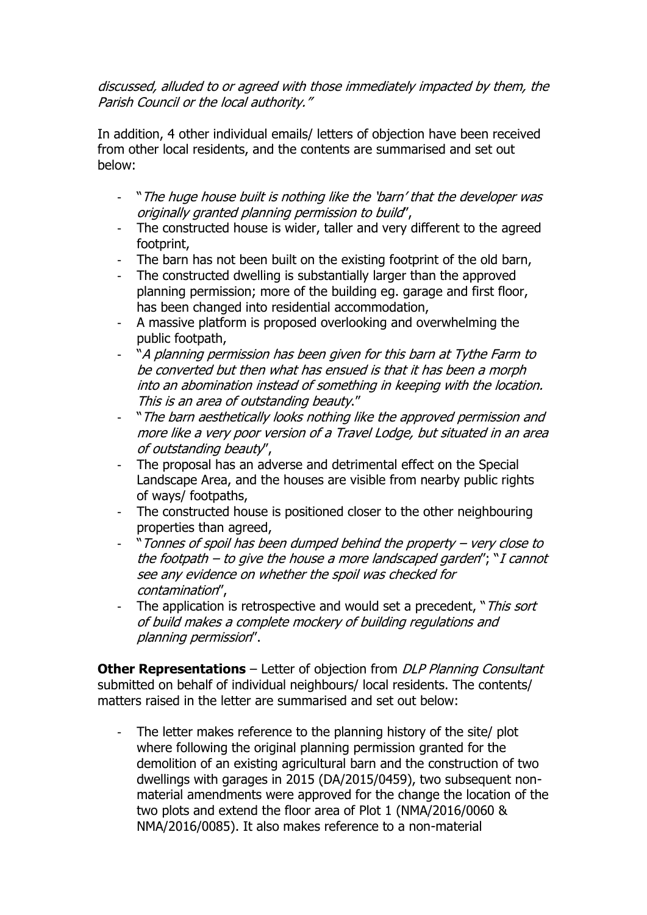*discussed, alluded to or agreed with those immediately impacted by them, the Parish Council or the local authority."*

In addition, 4 other individual emails/ letters of objection have been received from other local residents, and the contents are summarised and set out below:

- "*The huge house built is nothing like the 'barn' that the developer was originally granted planning permission to build*",
- The constructed house is wider, taller and very different to the agreed footprint,
- The barn has not been built on the existing footprint of the old barn,
- The constructed dwelling is substantially larger than the approved planning permission; more of the building eg. garage and first floor, has been changed into residential accommodation,
- A massive platform is proposed overlooking and overwhelming the public footpath,
- "*A planning permission has been given for this barn at Tythe Farm to be converted but then what has ensued is that it has been a morph into an abomination instead of something in keeping with the location. This is an area of outstanding beauty.*"
- "*The barn aesthetically looks nothing like the approved permission and more like a very poor version of a Travel Lodge, but situated in an area of outstanding beauty*",
- The proposal has an adverse and detrimental effect on the Special Landscape Area, and the houses are visible from nearby public rights of ways/ footpaths,
- The constructed house is positioned closer to the other neighbouring properties than agreed,
- "*Tonnes of spoil has been dumped behind the property – very close to the footpath – to give the house a more landscaped garden*"; "*I cannot see any evidence on whether the spoil was checked for contamination*",
- The application is retrospective and would set a precedent, "*This sort of build makes a complete mockery of building regulations and planning permission*".

**Other Representations** – Letter of objection from *DLP Planning Consultant* submitted on behalf of individual neighbours/ local residents. The contents/ matters raised in the letter are summarised and set out below:

- The letter makes reference to the planning history of the site/ plot where following the original planning permission granted for the demolition of an existing agricultural barn and the construction of two dwellings with garages in 2015 (DA/2015/0459), two subsequent non-material amendments were approved for the change the location of the two plots and extend the floor area of Plot 1 (NMA/2016/0060 & NMA/2016/0085). It also makes reference to a non-material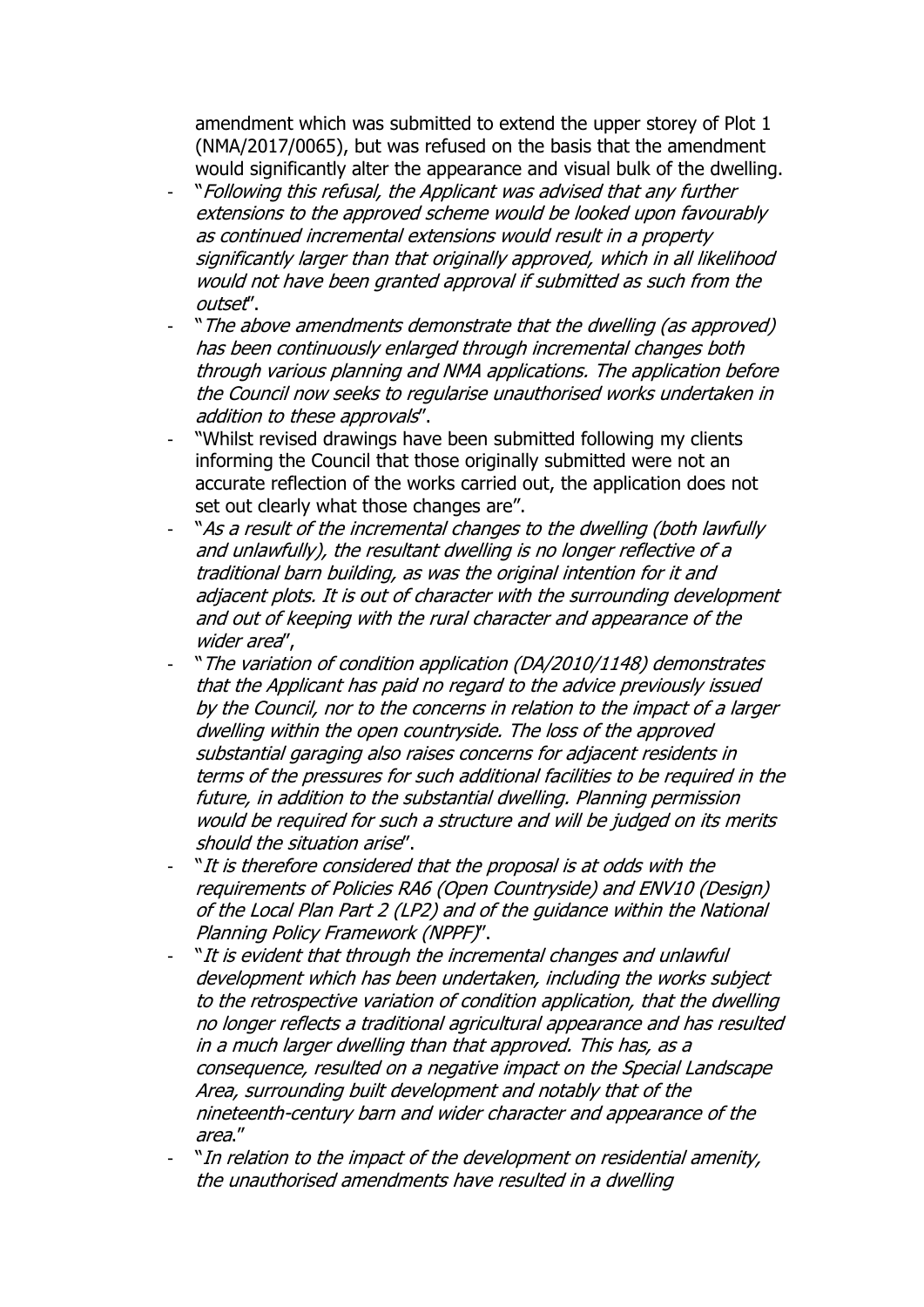amendment which was submitted to extend the upper storey of Plot 1 (NMA/2017/0065), but was refused on the basis that the amendment would significantly alter the appearance and visual bulk of the dwelling.

- "*Following this refusal, the Applicant was advised that any further extensions to the approved scheme would be looked upon favourably as continued incremental extensions would result in a property significantly larger than that originally approved, which in all likelihood would not have been granted approval if submitted as such from the outset*".
- "*The above amendments demonstrate that the dwelling (as approved) has been continuously enlarged through incremental changes both through various planning and NMA applications. The application before the Council now seeks to regularise unauthorised works undertaken in addition to these approvals*".
- "Whilst revised drawings have been submitted following my clients informing the Council that those originally submitted were not an accurate reflection of the works carried out, the application does not set out clearly what those changes are".
- "*As a result of the incremental changes to the dwelling (both lawfully and unlawfully), the resultant dwelling is no longer reflective of a traditional barn building, as was the original intention for it and adjacent plots. It is out of character with the surrounding development and out of keeping with the rural character and appearance of the wider area*",
- "*The variation of condition application (DA/2010/1148) demonstrates that the Applicant has paid no regard to the advice previously issued by the Council, nor to the concerns in relation to the impact of a larger dwelling within the open countryside. The loss of the approved substantial garaging also raises concerns for adjacent residents in terms of the pressures for such additional facilities to be required in the future, in addition to the substantial dwelling. Planning permission would be required for such a structure and will be judged on its merits should the situation arise*".
- "*It is therefore considered that the proposal is at odds with the requirements of Policies RA6 (Open Countryside) and ENV10 (Design) of the Local Plan Part 2 (LP2) and of the guidance within the National Planning Policy Framework (NPPF)*".
- "*It is evident that through the incremental changes and unlawful development which has been undertaken, including the works subject to the retrospective variation of condition application, that the dwelling no longer reflects a traditional agricultural appearance and has resulted in a much larger dwelling than that approved. This has, as a consequence, resulted on a negative impact on the Special Landscape Area, surrounding built development and notably that of the nineteenth-century barn and wider character and appearance of the area.*"
- "*In relation to the impact of the development on residential amenity, the unauthorised amendments have resulted in a dwelling*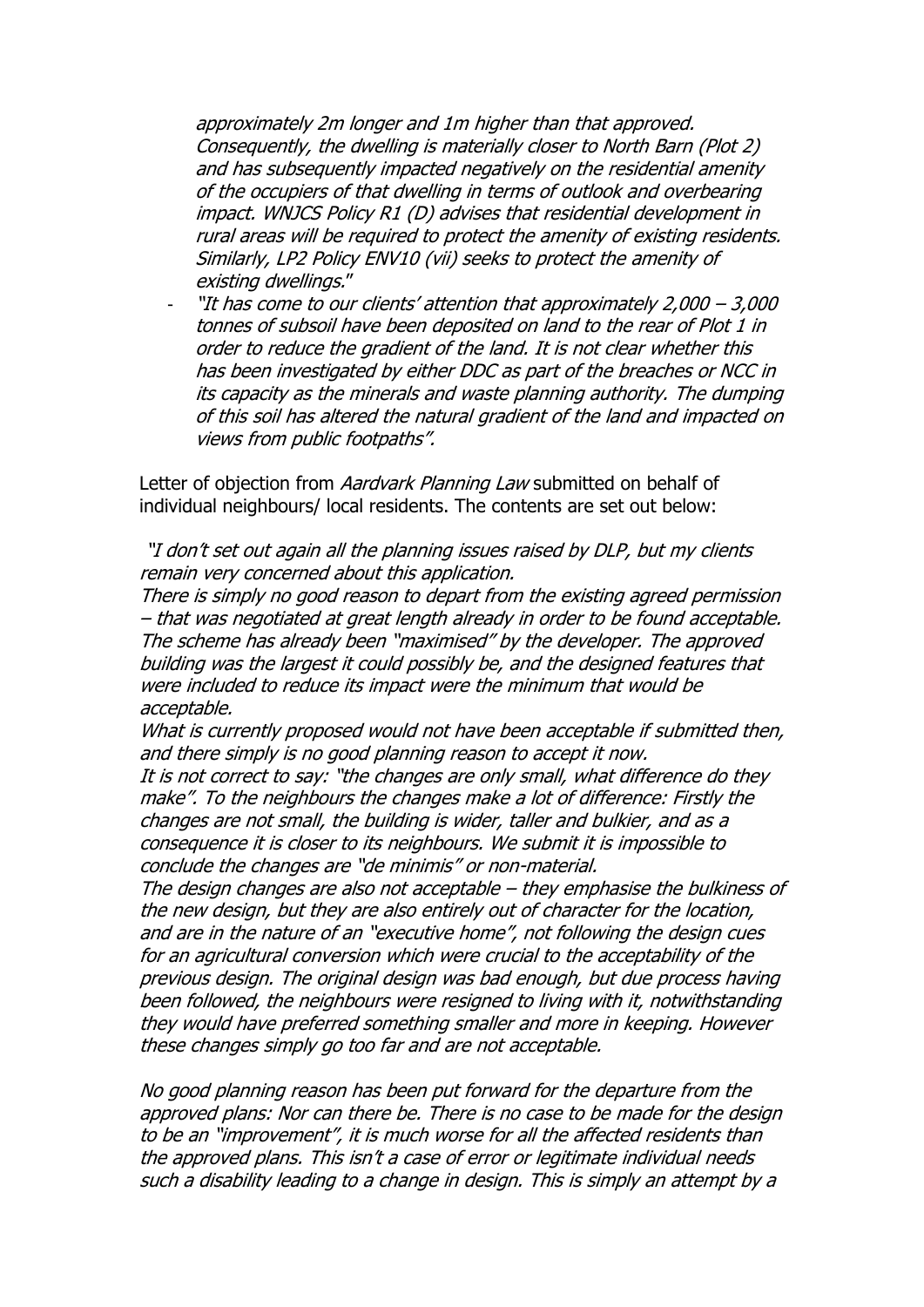*approximately 2m longer and 1m higher than that approved. Consequently, the dwelling is materially closer to North Barn (Plot 2) and has subsequently impacted negatively on the residential amenity of the occupiers of that dwelling in terms of outlook and overbearing impact. WNJCS Policy R1 (D) advises that residential development in rural areas will be required to protect the amenity of existing residents. Similarly, LP2 Policy ENV10 (vii) seeks to protect the amenity of existing dwellings."*

- *"It has come to our clients' attention that approximately 2,000 – 3,000 tonnes of subsoil have been deposited on land to the rear of Plot 1 in order to reduce the gradient of the land. It is not clear whether this has been investigated by either DDC as part of the breaches or NCC in its capacity as the minerals and waste planning authority. The dumping of this soil has altered the natural gradient of the land and impacted on views from public footpaths".*

Letter of objection from *Aardvark Planning Law* submitted on behalf of individual neighbours/ local residents. The contents are set out below:

*"I don't set out again all the planning issues raised by DLP, but my clients remain very concerned about this application.*
*There is simply no good reason to depart from the existing agreed permission – that was negotiated at great length already in order to be found acceptable. The scheme has already been "maximised" by the developer. The approved building was the largest it could possibly be, and the designed features that were included to reduce its impact were the minimum that would be acceptable.*
*What is currently proposed would not have been acceptable if submitted then, and there simply is no good planning reason to accept it now.*
*It is not correct to say: "the changes are only small, what difference do they make". To the neighbours the changes make a lot of difference: Firstly the changes are not small, the building is wider, taller and bulkier, and as a consequence it is closer to its neighbours. We submit it is impossible to conclude the changes are "de minimis" or non-material.*
*The design changes are also not acceptable – they emphasise the bulkiness of the new design, but they are also entirely out of character for the location, and are in the nature of an "executive home", not following the design cues for an agricultural conversion which were crucial to the acceptability of the previous design. The original design was bad enough, but due process having been followed, the neighbours were resigned to living with it, notwithstanding they would have preferred something smaller and more in keeping. However these changes simply go too far and are not acceptable.*

*No good planning reason has been put forward for the departure from the approved plans: Nor can there be. There is no case to be made for the design to be an "improvement", it is much worse for all the affected residents than the approved plans. This isn't a case of error or legitimate individual needs such a disability leading to a change in design. This is simply an attempt by a*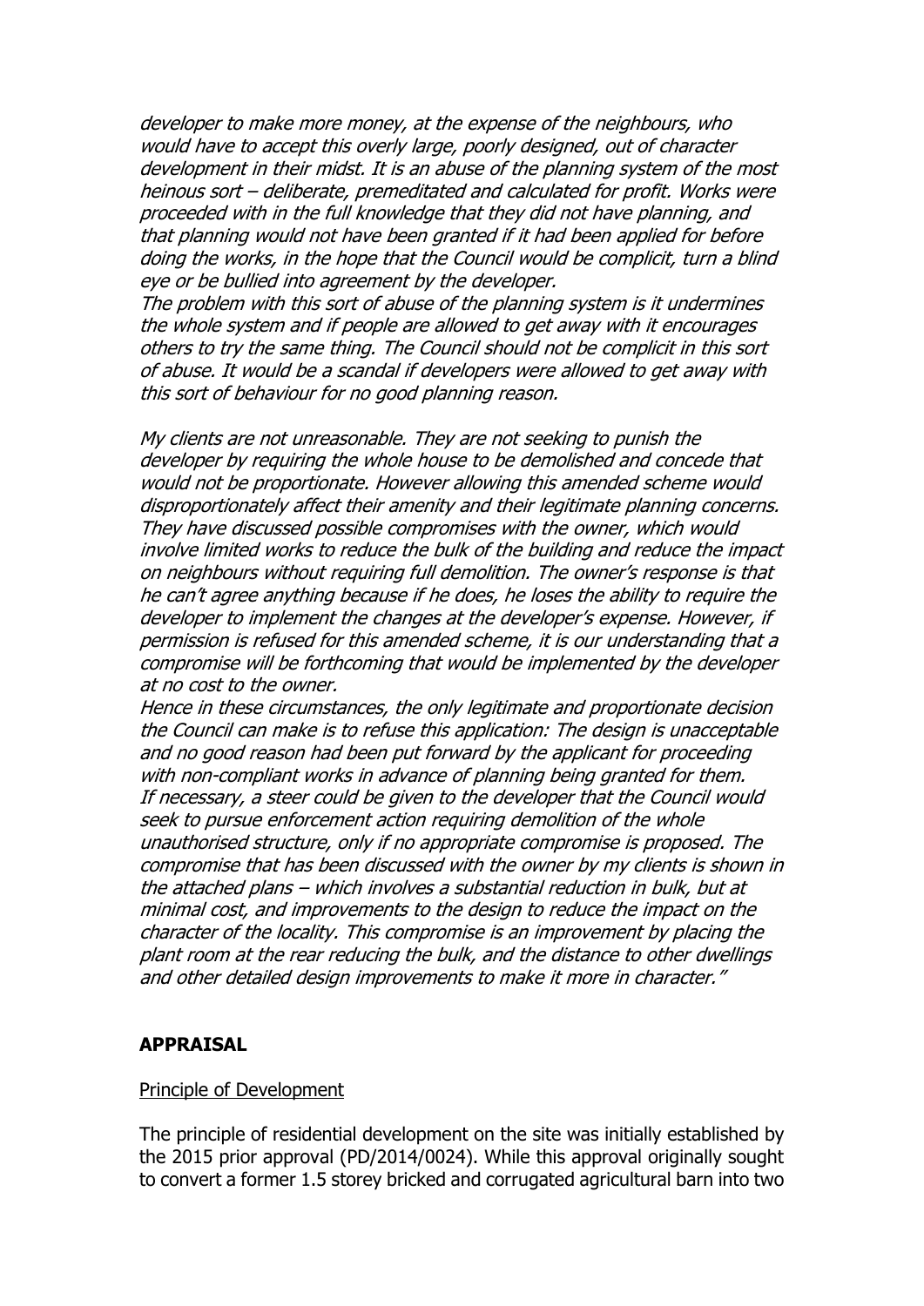*developer to make more money, at the expense of the neighbours, who would have to accept this overly large, poorly designed, out of character development in their midst. It is an abuse of the planning system of the most heinous sort – deliberate, premeditated and calculated for profit. Works were proceeded with in the full knowledge that they did not have planning, and that planning would not have been granted if it had been applied for before doing the works, in the hope that the Council would be complicit, turn a blind eye or be bullied into agreement by the developer.*
*The problem with this sort of abuse of the planning system is it undermines the whole system and if people are allowed to get away with it encourages others to try the same thing. The Council should not be complicit in this sort of abuse. It would be a scandal if developers were allowed to get away with this sort of behaviour for no good planning reason.*

*My clients are not unreasonable. They are not seeking to punish the developer by requiring the whole house to be demolished and concede that would not be proportionate. However allowing this amended scheme would disproportionately affect their amenity and their legitimate planning concerns. They have discussed possible compromises with the owner, which would involve limited works to reduce the bulk of the building and reduce the impact on neighbours without requiring full demolition. The owner's response is that he can't agree anything because if he does, he loses the ability to require the developer to implement the changes at the developer's expense. However, if permission is refused for this amended scheme, it is our understanding that a compromise will be forthcoming that would be implemented by the developer at no cost to the owner.*
*Hence in these circumstances, the only legitimate and proportionate decision the Council can make is to refuse this application: The design is unacceptable and no good reason had been put forward by the applicant for proceeding with non-compliant works in advance of planning being granted for them.*
*If necessary, a steer could be given to the developer that the Council would seek to pursue enforcement action requiring demolition of the whole unauthorised structure, only if no appropriate compromise is proposed. The compromise that has been discussed with the owner by my clients is shown in the attached plans – which involves a substantial reduction in bulk, but at minimal cost, and improvements to the design to reduce the impact on the character of the locality. This compromise is an improvement by placing the plant room at the rear reducing the bulk, and the distance to other dwellings and other detailed design improvements to make it more in character."*

## APPRAISAL

Principle of Development

The principle of residential development on the site was initially established by the 2015 prior approval (PD/2014/0024). While this approval originally sought to convert a former 1.5 storey bricked and corrugated agricultural barn into two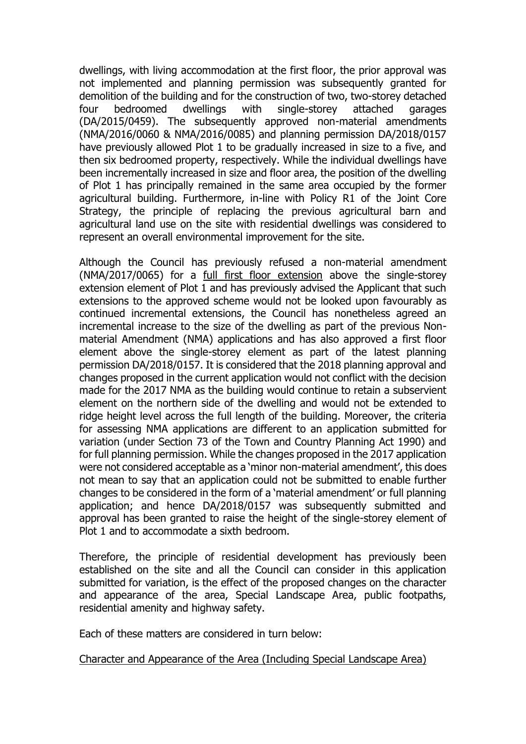dwellings, with living accommodation at the first floor, the prior approval was not implemented and planning permission was subsequently granted for demolition of the building and for the construction of two, two-storey detached four bedroomed dwellings with single-storey attached garages (DA/2015/0459). The subsequently approved non-material amendments (NMA/2016/0060 & NMA/2016/0085) and planning permission DA/2018/0157 have previously allowed Plot 1 to be gradually increased in size to a five, and then six bedroomed property, respectively. While the individual dwellings have been incrementally increased in size and floor area, the position of the dwelling of Plot 1 has principally remained in the same area occupied by the former agricultural building. Furthermore, in-line with Policy R1 of the Joint Core Strategy, the principle of replacing the previous agricultural barn and agricultural land use on the site with residential dwellings was considered to represent an overall environmental improvement for the site.

Although the Council has previously refused a non-material amendment (NMA/2017/0065) for a <u>full first floor extension</u> above the single-storey extension element of Plot 1 and has previously advised the Applicant that such extensions to the approved scheme would not be looked upon favourably as continued incremental extensions, the Council has nonetheless agreed an incremental increase to the size of the dwelling as part of the previous Non-material Amendment (NMA) applications and has also approved a first floor element above the single-storey element as part of the latest planning permission DA/2018/0157. It is considered that the 2018 planning approval and changes proposed in the current application would not conflict with the decision made for the 2017 NMA as the building would continue to retain a subservient element on the northern side of the dwelling and would not be extended to ridge height level across the full length of the building. Moreover, the criteria for assessing NMA applications are different to an application submitted for variation (under Section 73 of the Town and Country Planning Act 1990) and for full planning permission. While the changes proposed in the 2017 application were not considered acceptable as a 'minor non-material amendment', this does not mean to say that an application could not be submitted to enable further changes to be considered in the form of a 'material amendment' or full planning application; and hence DA/2018/0157 was subsequently submitted and approval has been granted to raise the height of the single-storey element of Plot 1 and to accommodate a sixth bedroom.

Therefore, the principle of residential development has previously been established on the site and all the Council can consider in this application submitted for variation, is the effect of the proposed changes on the character and appearance of the area, Special Landscape Area, public footpaths, residential amenity and highway safety.

Each of these matters are considered in turn below:

<u>Character and Appearance of the Area (Including Special Landscape Area)</u>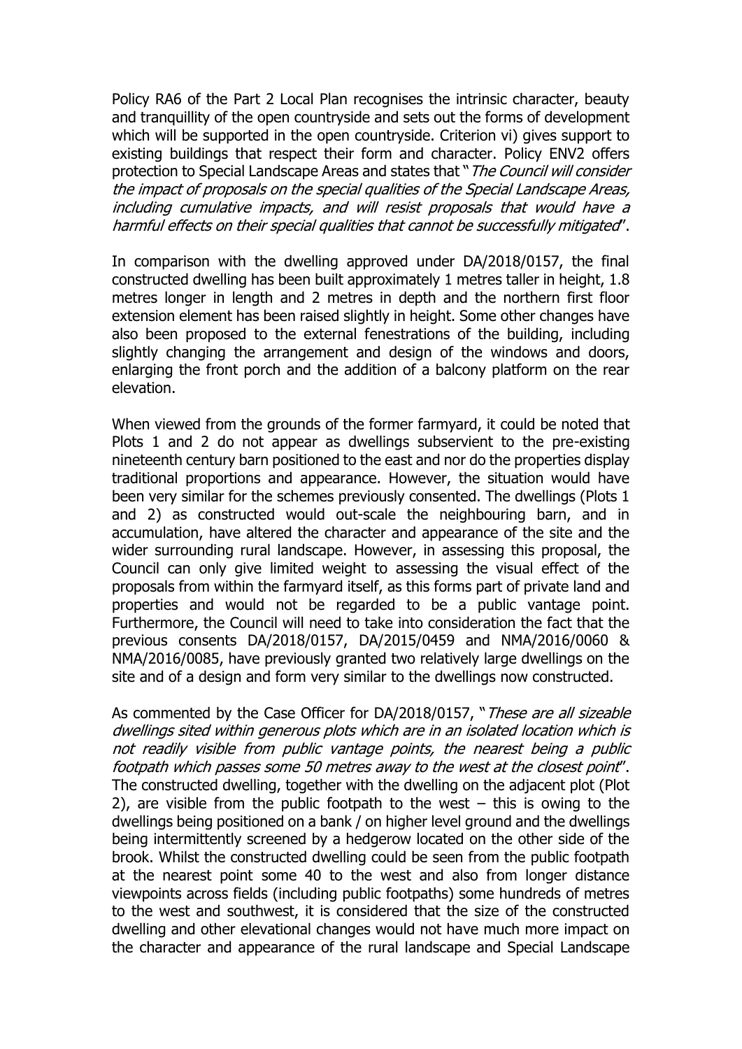Policy RA6 of the Part 2 Local Plan recognises the intrinsic character, beauty and tranquillity of the open countryside and sets out the forms of development which will be supported in the open countryside. Criterion vi) gives support to existing buildings that respect their form and character. Policy ENV2 offers protection to Special Landscape Areas and states that "*The Council will consider the impact of proposals on the special qualities of the Special Landscape Areas, including cumulative impacts, and will resist proposals that would have a harmful effects on their special qualities that cannot be successfully mitigated*".

In comparison with the dwelling approved under DA/2018/0157, the final constructed dwelling has been built approximately 1 metres taller in height, 1.8 metres longer in length and 2 metres in depth and the northern first floor extension element has been raised slightly in height. Some other changes have also been proposed to the external fenestrations of the building, including slightly changing the arrangement and design of the windows and doors, enlarging the front porch and the addition of a balcony platform on the rear elevation.

When viewed from the grounds of the former farmyard, it could be noted that Plots 1 and 2 do not appear as dwellings subservient to the pre-existing nineteenth century barn positioned to the east and nor do the properties display traditional proportions and appearance. However, the situation would have been very similar for the schemes previously consented. The dwellings (Plots 1 and 2) as constructed would out-scale the neighbouring barn, and in accumulation, have altered the character and appearance of the site and the wider surrounding rural landscape. However, in assessing this proposal, the Council can only give limited weight to assessing the visual effect of the proposals from within the farmyard itself, as this forms part of private land and properties and would not be regarded to be a public vantage point. Furthermore, the Council will need to take into consideration the fact that the previous consents DA/2018/0157, DA/2015/0459 and NMA/2016/0060 & NMA/2016/0085, have previously granted two relatively large dwellings on the site and of a design and form very similar to the dwellings now constructed.

As commented by the Case Officer for DA/2018/0157, "*These are all sizeable dwellings sited within generous plots which are in an isolated location which is not readily visible from public vantage points, the nearest being a public footpath which passes some 50 metres away to the west at the closest point*". The constructed dwelling, together with the dwelling on the adjacent plot (Plot 2), are visible from the public footpath to the west – this is owing to the dwellings being positioned on a bank / on higher level ground and the dwellings being intermittently screened by a hedgerow located on the other side of the brook. Whilst the constructed dwelling could be seen from the public footpath at the nearest point some 40 to the west and also from longer distance viewpoints across fields (including public footpaths) some hundreds of metres to the west and southwest, it is considered that the size of the constructed dwelling and other elevational changes would not have much more impact on the character and appearance of the rural landscape and Special Landscape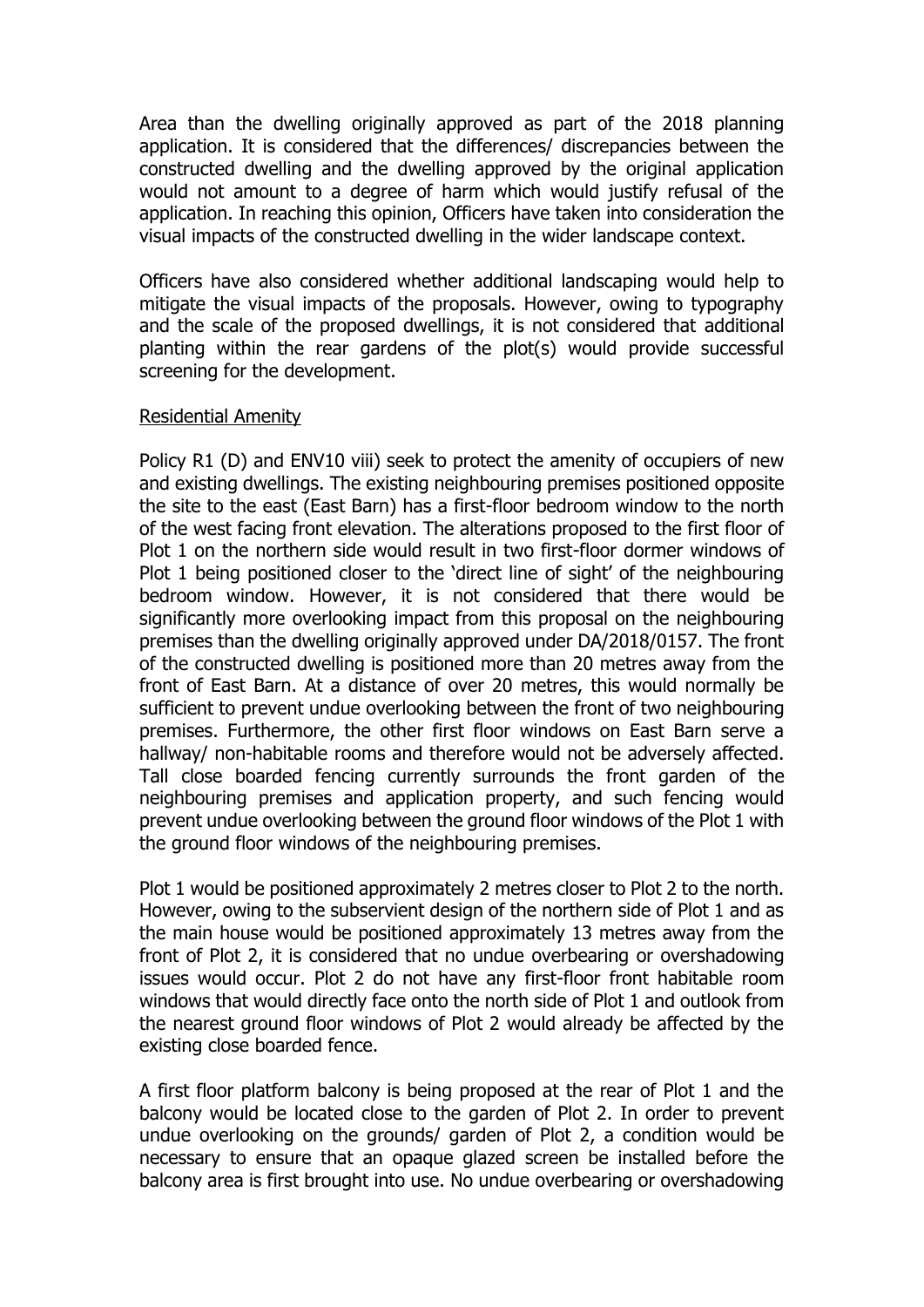Area than the dwelling originally approved as part of the 2018 planning application. It is considered that the differences/ discrepancies between the constructed dwelling and the dwelling approved by the original application would not amount to a degree of harm which would justify refusal of the application. In reaching this opinion, Officers have taken into consideration the visual impacts of the constructed dwelling in the wider landscape context.

Officers have also considered whether additional landscaping would help to mitigate the visual impacts of the proposals. However, owing to typography and the scale of the proposed dwellings, it is not considered that additional planting within the rear gardens of the plot(s) would provide successful screening for the development.

<u>Residential Amenity</u>

Policy R1 (D) and ENV10 viii) seek to protect the amenity of occupiers of new and existing dwellings. The existing neighbouring premises positioned opposite the site to the east (East Barn) has a first-floor bedroom window to the north of the west facing front elevation. The alterations proposed to the first floor of Plot 1 on the northern side would result in two first-floor dormer windows of Plot 1 being positioned closer to the 'direct line of sight' of the neighbouring bedroom window. However, it is not considered that there would be significantly more overlooking impact from this proposal on the neighbouring premises than the dwelling originally approved under DA/2018/0157. The front of the constructed dwelling is positioned more than 20 metres away from the front of East Barn. At a distance of over 20 metres, this would normally be sufficient to prevent undue overlooking between the front of two neighbouring premises. Furthermore, the other first floor windows on East Barn serve a hallway/ non-habitable rooms and therefore would not be adversely affected. Tall close boarded fencing currently surrounds the front garden of the neighbouring premises and application property, and such fencing would prevent undue overlooking between the ground floor windows of the Plot 1 with the ground floor windows of the neighbouring premises.

Plot 1 would be positioned approximately 2 metres closer to Plot 2 to the north. However, owing to the subservient design of the northern side of Plot 1 and as the main house would be positioned approximately 13 metres away from the front of Plot 2, it is considered that no undue overbearing or overshadowing issues would occur. Plot 2 do not have any first-floor front habitable room windows that would directly face onto the north side of Plot 1 and outlook from the nearest ground floor windows of Plot 2 would already be affected by the existing close boarded fence.

A first floor platform balcony is being proposed at the rear of Plot 1 and the balcony would be located close to the garden of Plot 2. In order to prevent undue overlooking on the grounds/ garden of Plot 2, a condition would be necessary to ensure that an opaque glazed screen be installed before the balcony area is first brought into use. No undue overbearing or overshadowing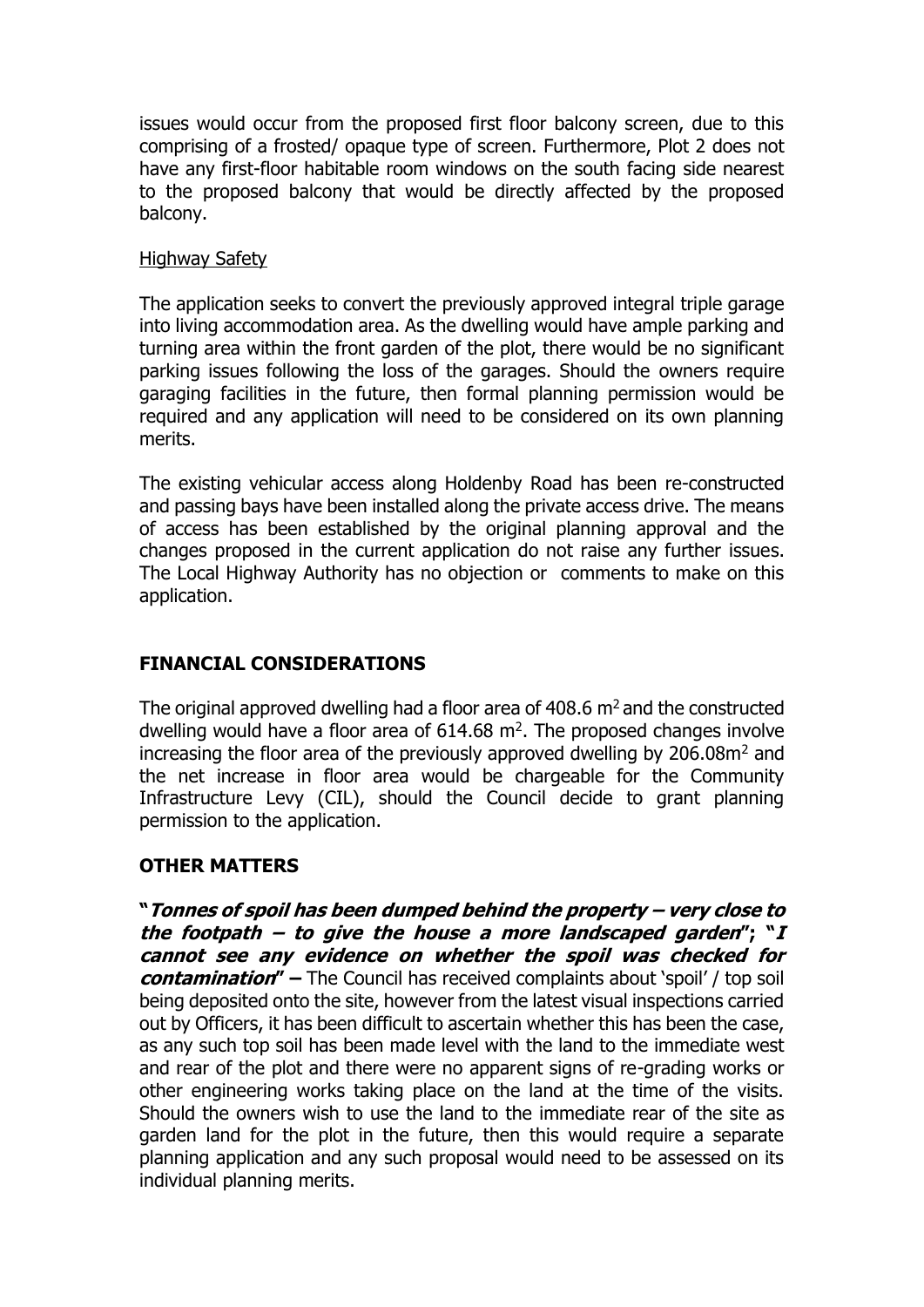issues would occur from the proposed first floor balcony screen, due to this comprising of a frosted/ opaque type of screen. Furthermore, Plot 2 does not have any first-floor habitable room windows on the south facing side nearest to the proposed balcony that would be directly affected by the proposed balcony.

Highway Safety

The application seeks to convert the previously approved integral triple garage into living accommodation area. As the dwelling would have ample parking and turning area within the front garden of the plot, there would be no significant parking issues following the loss of the garages. Should the owners require garaging facilities in the future, then formal planning permission would be required and any application will need to be considered on its own planning merits.

The existing vehicular access along Holdenby Road has been re-constructed and passing bays have been installed along the private access drive. The means of access has been established by the original planning approval and the changes proposed in the current application do not raise any further issues. The Local Highway Authority has no objection or comments to make on this application.

## FINANCIAL CONSIDERATIONS

The original approved dwelling had a floor area of 408.6 $m^2$ and the constructed dwelling would have a floor area of 614.68 $m^2$. The proposed changes involve increasing the floor area of the previously approved dwelling by 206.08$m^2$ and the net increase in floor area would be chargeable for the Community Infrastructure Levy (CIL), should the Council decide to grant planning permission to the application.

## OTHER MATTERS

***"Tonnes of spoil has been dumped behind the property – very close to the footpath – to give the house a more landscaped garden"; "I cannot see any evidence on whether the spoil was checked for contamination" –*** The Council has received complaints about 'spoil' / top soil being deposited onto the site, however from the latest visual inspections carried out by Officers, it has been difficult to ascertain whether this has been the case, as any such top soil has been made level with the land to the immediate west and rear of the plot and there were no apparent signs of re-grading works or other engineering works taking place on the land at the time of the visits. Should the owners wish to use the land to the immediate rear of the site as garden land for the plot in the future, then this would require a separate planning application and any such proposal would need to be assessed on its individual planning merits.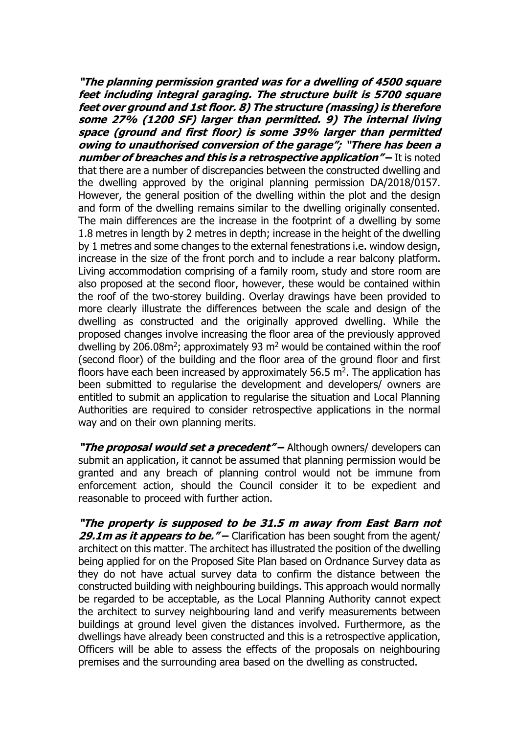***"The planning permission granted was for a dwelling of 4500 square feet including integral garaging. The structure built is 5700 square feet over ground and 1st floor. 8) The structure (massing) is therefore some 27% (1200 SF) larger than permitted. 9) The internal living space (ground and first floor) is some 39% larger than permitted owing to unauthorised conversion of the garage"; "There has been a number of breaches and this is a retrospective application" –*** It is noted that there are a number of discrepancies between the constructed dwelling and the dwelling approved by the original planning permission DA/2018/0157. However, the general position of the dwelling within the plot and the design and form of the dwelling remains similar to the dwelling originally consented. The main differences are the increase in the footprint of a dwelling by some 1.8 metres in length by 2 metres in depth; increase in the height of the dwelling by 1 metres and some changes to the external fenestrations i.e. window design, increase in the size of the front porch and to include a rear balcony platform. Living accommodation comprising of a family room, study and store room are also proposed at the second floor, however, these would be contained within the roof of the two-storey building. Overlay drawings have been provided to more clearly illustrate the differences between the scale and design of the dwelling as constructed and the originally approved dwelling. While the proposed changes involve increasing the floor area of the previously approved dwelling by 206.08m$^2$; approximately 93 m$^2$ would be contained within the roof (second floor) of the building and the floor area of the ground floor and first floors have each been increased by approximately 56.5 m$^2$. The application has been submitted to regularise the development and developers/ owners are entitled to submit an application to regularise the situation and Local Planning Authorities are required to consider retrospective applications in the normal way and on their own planning merits.

***"The proposal would set a precedent" –*** Although owners/ developers can submit an application, it cannot be assumed that planning permission would be granted and any breach of planning control would not be immune from enforcement action, should the Council consider it to be expedient and reasonable to proceed with further action.

***"The property is supposed to be 31.5 m away from East Barn not 29.1m as it appears to be." –*** Clarification has been sought from the agent/ architect on this matter. The architect has illustrated the position of the dwelling being applied for on the Proposed Site Plan based on Ordnance Survey data as they do not have actual survey data to confirm the distance between the constructed building with neighbouring buildings. This approach would normally be regarded to be acceptable, as the Local Planning Authority cannot expect the architect to survey neighbouring land and verify measurements between buildings at ground level given the distances involved. Furthermore, as the dwellings have already been constructed and this is a retrospective application, Officers will be able to assess the effects of the proposals on neighbouring premises and the surrounding area based on the dwelling as constructed.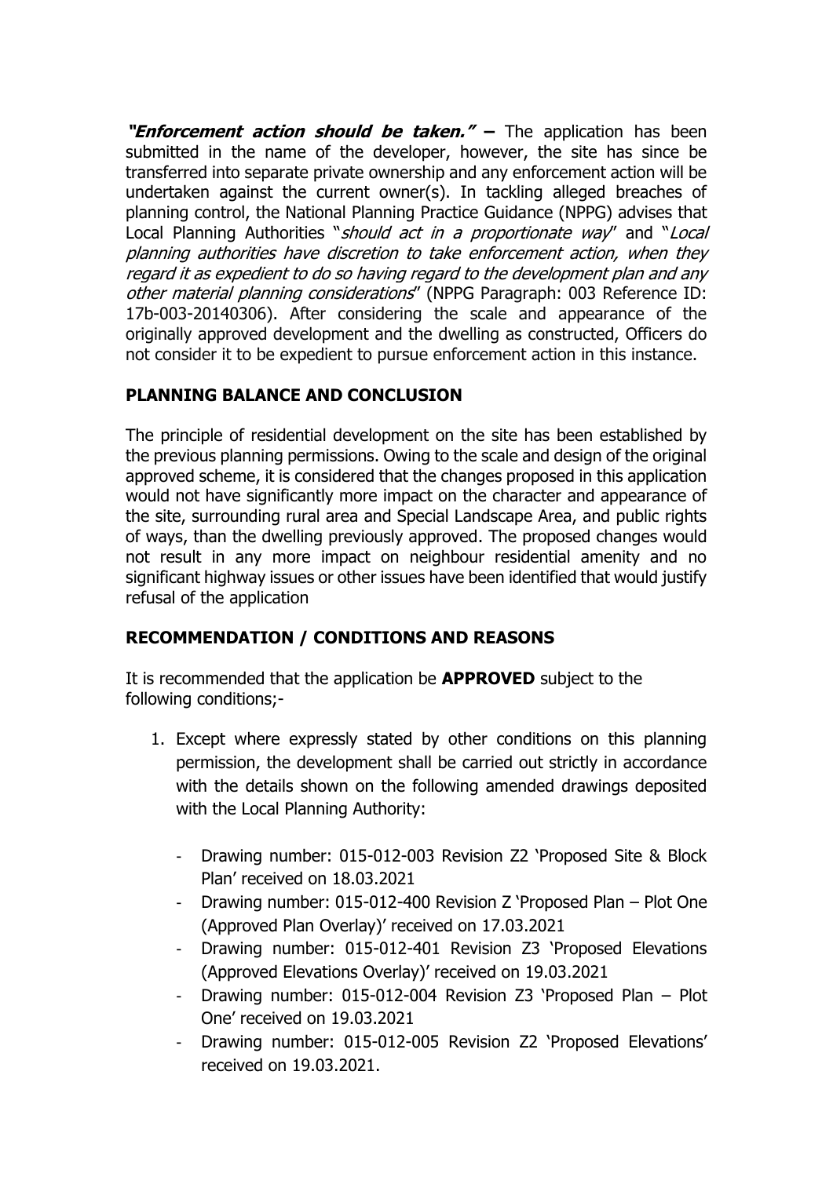***"Enforcement action should be taken."* –** The application has been submitted in the name of the developer, however, the site has since be transferred into separate private ownership and any enforcement action will be undertaken against the current owner(s). In tackling alleged breaches of planning control, the National Planning Practice Guidance (NPPG) advises that Local Planning Authorities "*should act in a proportionate way*" and "*Local planning authorities have discretion to take enforcement action, when they regard it as expedient to do so having regard to the development plan and any other material planning considerations*" (NPPG Paragraph: 003 Reference ID: 17b-003-20140306). After considering the scale and appearance of the originally approved development and the dwelling as constructed, Officers do not consider it to be expedient to pursue enforcement action in this instance.

## PLANNING BALANCE AND CONCLUSION

The principle of residential development on the site has been established by the previous planning permissions. Owing to the scale and design of the original approved scheme, it is considered that the changes proposed in this application would not have significantly more impact on the character and appearance of the site, surrounding rural area and Special Landscape Area, and public rights of ways, than the dwelling previously approved. The proposed changes would not result in any more impact on neighbour residential amenity and no significant highway issues or other issues have been identified that would justify refusal of the application

## RECOMMENDATION / CONDITIONS AND REASONS

It is recommended that the application be **APPROVED** subject to the following conditions;-

1. Except where expressly stated by other conditions on this planning permission, the development shall be carried out strictly in accordance with the details shown on the following amended drawings deposited with the Local Planning Authority:

    - Drawing number: 015-012-003 Revision Z2 'Proposed Site & Block Plan' received on 18.03.2021
    - Drawing number: 015-012-400 Revision Z 'Proposed Plan – Plot One (Approved Plan Overlay)' received on 17.03.2021
    - Drawing number: 015-012-401 Revision Z3 'Proposed Elevations (Approved Elevations Overlay)' received on 19.03.2021
    - Drawing number: 015-012-004 Revision Z3 'Proposed Plan – Plot One' received on 19.03.2021
    - Drawing number: 015-012-005 Revision Z2 'Proposed Elevations' received on 19.03.2021.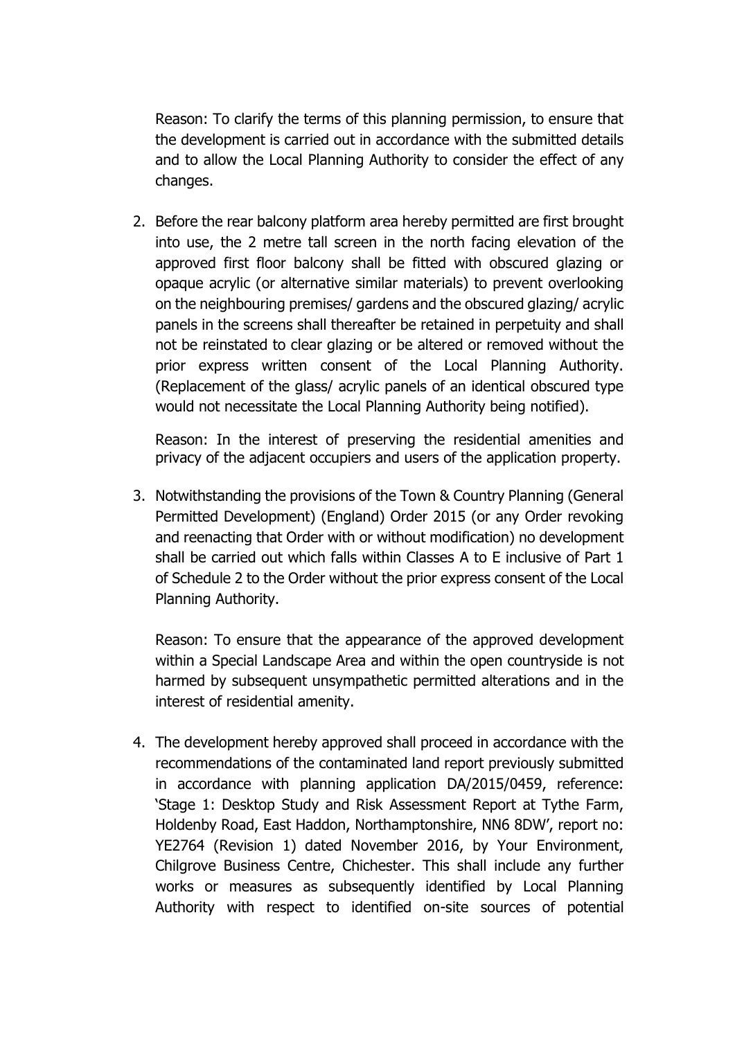Reason: To clarify the terms of this planning permission, to ensure that the development is carried out in accordance with the submitted details and to allow the Local Planning Authority to consider the effect of any changes.

2. Before the rear balcony platform area hereby permitted are first brought into use, the 2 metre tall screen in the north facing elevation of the approved first floor balcony shall be fitted with obscured glazing or opaque acrylic (or alternative similar materials) to prevent overlooking on the neighbouring premises/ gardens and the obscured glazing/ acrylic panels in the screens shall thereafter be retained in perpetuity and shall not be reinstated to clear glazing or be altered or removed without the prior express written consent of the Local Planning Authority. (Replacement of the glass/ acrylic panels of an identical obscured type would not necessitate the Local Planning Authority being notified).

   Reason: In the interest of preserving the residential amenities and privacy of the adjacent occupiers and users of the application property.

3. Notwithstanding the provisions of the Town & Country Planning (General Permitted Development) (England) Order 2015 (or any Order revoking and reenacting that Order with or without modification) no development shall be carried out which falls within Classes A to E inclusive of Part 1 of Schedule 2 to the Order without the prior express consent of the Local Planning Authority.

   Reason: To ensure that the appearance of the approved development within a Special Landscape Area and within the open countryside is not harmed by subsequent unsympathetic permitted alterations and in the interest of residential amenity.

4. The development hereby approved shall proceed in accordance with the recommendations of the contaminated land report previously submitted in accordance with planning application DA/2015/0459, reference: 'Stage 1: Desktop Study and Risk Assessment Report at Tythe Farm, Holdenby Road, East Haddon, Northamptonshire, NN6 8DW', report no: YE2764 (Revision 1) dated November 2016, by Your Environment, Chilgrove Business Centre, Chichester. This shall include any further works or measures as subsequently identified by Local Planning Authority with respect to identified on-site sources of potential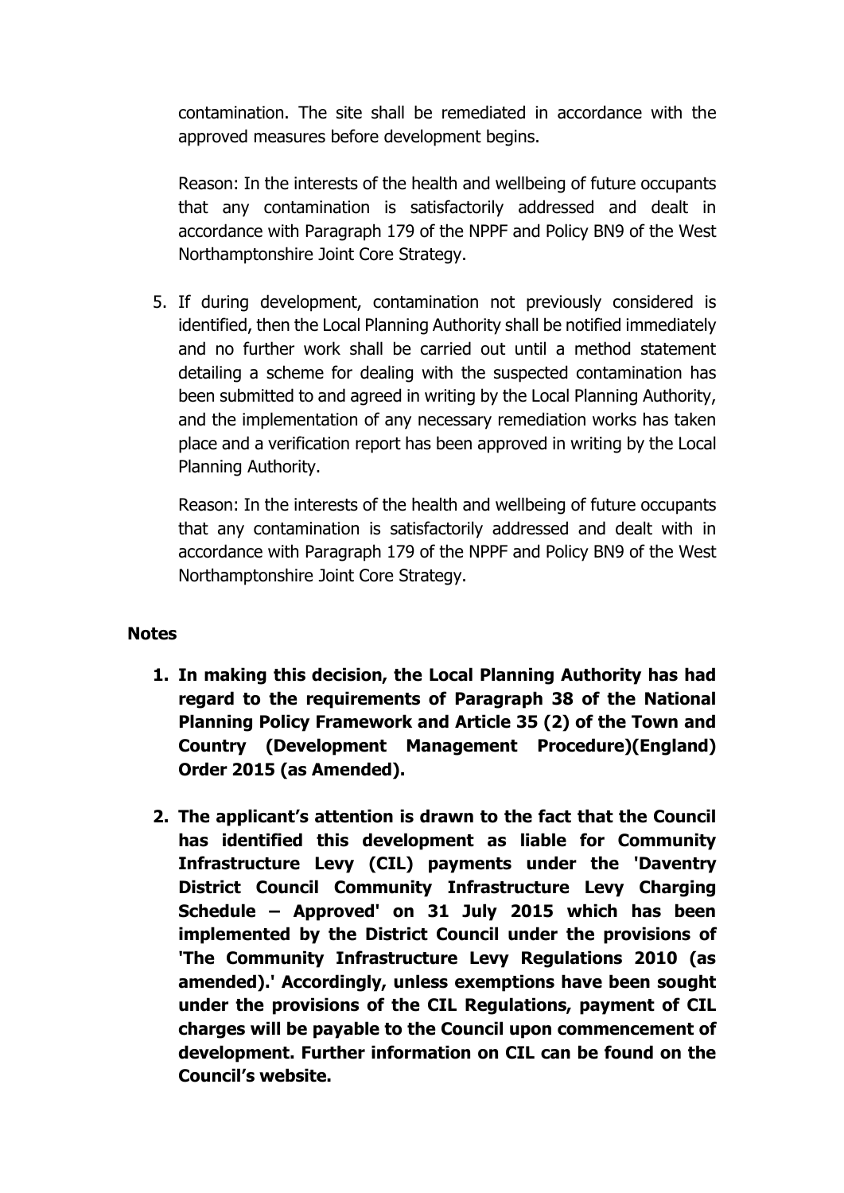contamination. The site shall be remediated in accordance with the approved measures before development begins.

Reason: In the interests of the health and wellbeing of future occupants that any contamination is satisfactorily addressed and dealt in accordance with Paragraph 179 of the NPPF and Policy BN9 of the West Northamptonshire Joint Core Strategy.

5. If during development, contamination not previously considered is identified, then the Local Planning Authority shall be notified immediately and no further work shall be carried out until a method statement detailing a scheme for dealing with the suspected contamination has been submitted to and agreed in writing by the Local Planning Authority, and the implementation of any necessary remediation works has taken place and a verification report has been approved in writing by the Local Planning Authority.

   Reason: In the interests of the health and wellbeing of future occupants that any contamination is satisfactorily addressed and dealt with in accordance with Paragraph 179 of the NPPF and Policy BN9 of the West Northamptonshire Joint Core Strategy.

## Notes

1. **In making this decision, the Local Planning Authority has had regard to the requirements of Paragraph 38 of the National Planning Policy Framework and Article 35 (2) of the Town and Country (Development Management Procedure)(England) Order 2015 (as Amended).**

2. **The applicant's attention is drawn to the fact that the Council has identified this development as liable for Community Infrastructure Levy (CIL) payments under the 'Daventry District Council Community Infrastructure Levy Charging Schedule – Approved' on 31 July 2015 which has been implemented by the District Council under the provisions of 'The Community Infrastructure Levy Regulations 2010 (as amended).' Accordingly, unless exemptions have been sought under the provisions of the CIL Regulations, payment of CIL charges will be payable to the Council upon commencement of development. Further information on CIL can be found on the Council's website.**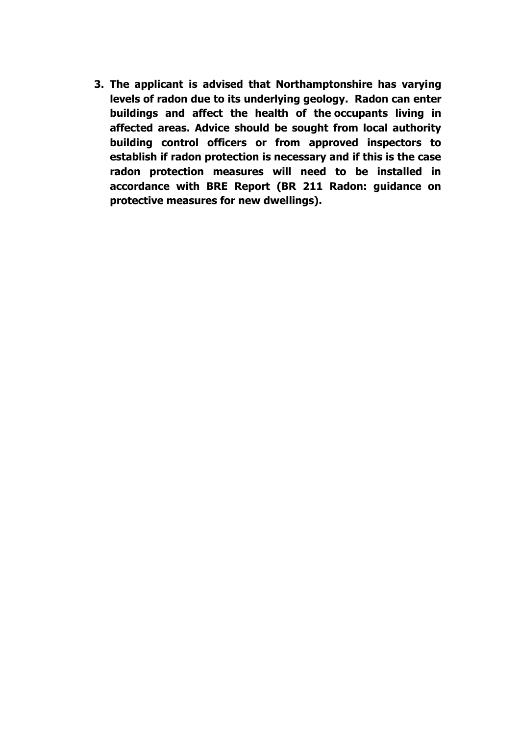3. **The applicant is advised that Northamptonshire has varying levels of radon due to its underlying geology. Radon can enter buildings and affect the health of the occupants living in affected areas. Advice should be sought from local authority building control officers or from approved inspectors to establish if radon protection is necessary and if this is the case radon protection measures will need to be installed in accordance with BRE Report (BR 211 Radon: guidance on protective measures for new dwellings).**